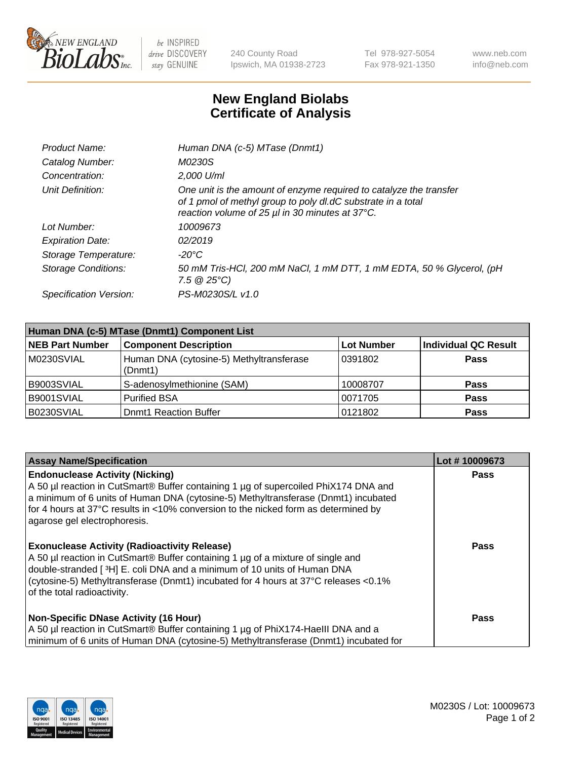# New England Biolabs Certificate of Analysis

| | |
|---|---|
| *Product Name:* | *Human DNA (c-5) MTase (Dnmt1)* |
| *Catalog Number:* | *M0230S* |
| *Concentration:* | *2,000 U/ml* |
| *Unit Definition:* | *One unit is the amount of enzyme required to catalyze the transfer of 1 pmol of methyl group to poly dI.dC substrate in a total reaction volume of 25 µl in 30 minutes at 37°C.* |
| *Lot Number:* | *10009673* |
| *Expiration Date:* | *02/2019* |
| *Storage Temperature:* | *-20°C* |
| *Storage Conditions:* | *50 mM Tris-HCl, 200 mM NaCl, 1 mM DTT, 1 mM EDTA, 50 % Glycerol, (pH 7.5 @ 25°C)* |
| *Specification Version:* | *PS-M0230S/L v1.0* |

| Human DNA (c-5) MTase (Dnmt1) Component List | | | |
|---|---|---|---|
| **NEB Part Number** | **Component Description** | **Lot Number** | **Individual QC Result** |
| M0230SVIAL | Human DNA (cytosine-5) Methyltransferase (Dnmt1) | 0391802 | **Pass** |
| B9003SVIAL | S-adenosylmethionine (SAM) | 10008707 | **Pass** |
| B9001SVIAL | Purified BSA | 0071705 | **Pass** |
| B0230SVIAL | Dnmt1 Reaction Buffer | 0121802 | **Pass** |

| Assay Name/Specification | Lot # 10009673 |
|---|---|
| **Endonuclease Activity (Nicking)**<br>A 50 µl reaction in CutSmart® Buffer containing 1 µg of supercoiled PhiX174 DNA and a minimum of 6 units of Human DNA (cytosine-5) Methyltransferase (Dnmt1) incubated for 4 hours at 37°C results in <10% conversion to the nicked form as determined by agarose gel electrophoresis. | **Pass** |
| **Exonuclease Activity (Radioactivity Release)**<br>A 50 µl reaction in CutSmart® Buffer containing 1 µg of a mixture of single and double-stranded [ $^{3}$H] E. coli DNA and a minimum of 10 units of Human DNA (cytosine-5) Methyltransferase (Dnmt1) incubated for 4 hours at 37°C releases <0.1% of the total radioactivity. | **Pass** |
| **Non-Specific DNase Activity (16 Hour)**<br>A 50 µl reaction in CutSmart® Buffer containing 1 µg of PhiX174-HaeIII DNA and a minimum of 6 units of Human DNA (cytosine-5) Methyltransferase (Dnmt1) incubated for | **Pass** |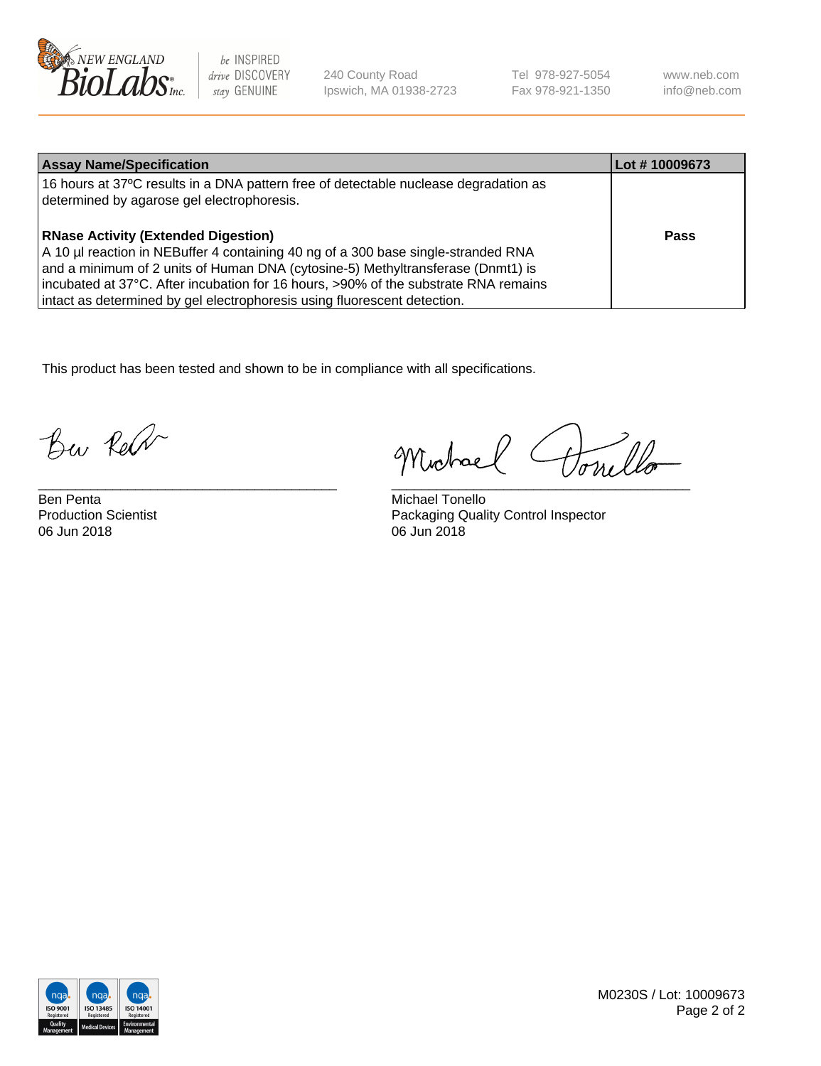NEW ENGLAND BioLabs Inc. — be INSPIRED drive DISCOVERY stay GENUINE

240 County Road
Ipswich, MA 01938-2723

Tel 978-927-5054
Fax 978-921-1350

www.neb.com
info@neb.com

| Assay Name/Specification | Lot # 10009673 |
|---|---|
| 16 hours at 37ºC results in a DNA pattern free of detectable nuclease degradation as determined by agarose gel electrophoresis. | |
| **RNase Activity (Extended Digestion)**<br>A 10 µl reaction in NEBuffer 4 containing 40 ng of a 300 base single-stranded RNA and a minimum of 2 units of Human DNA (cytosine-5) Methyltransferase (Dnmt1) is incubated at 37°C. After incubation for 16 hours, >90% of the substrate RNA remains intact as determined by gel electrophoresis using fluorescent detection. | **Pass** |

This product has been tested and shown to be in compliance with all specifications.

Ben Penta
Production Scientist
06 Jun 2018

Michael Tonello
Packaging Quality Control Inspector
06 Jun 2018

M0230S / Lot: 10009673